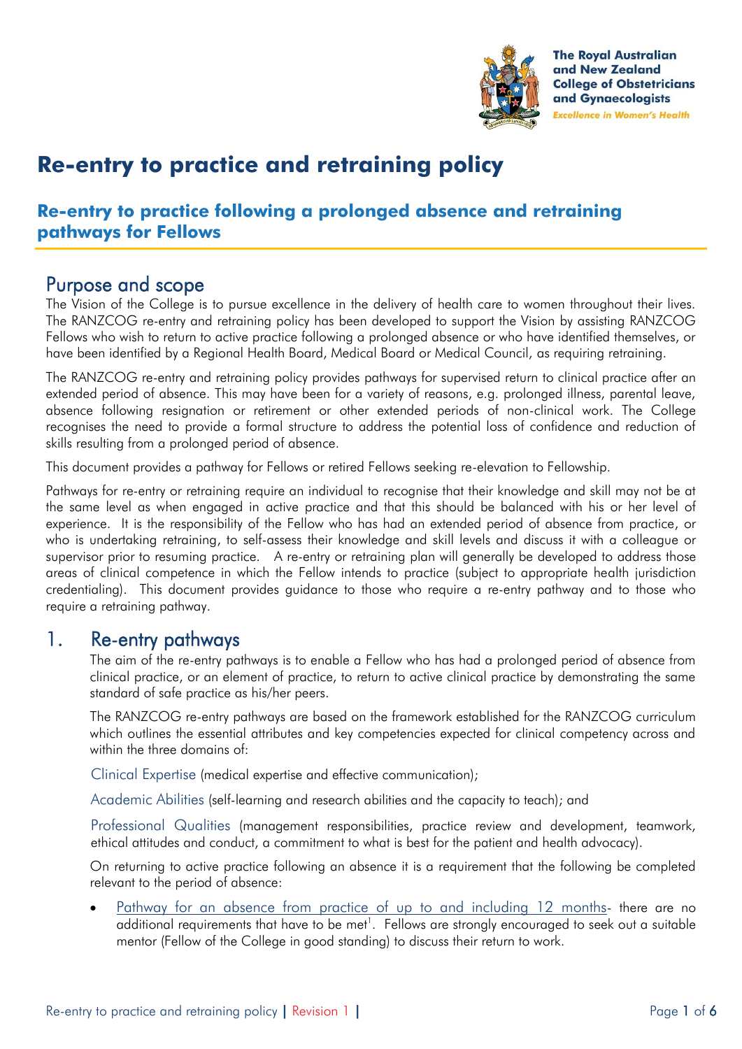The Royal Australian and New Zealand College of Obstetricians and Gynaecologists
*Excellence in Women's Health*

# Re-entry to practice and retraining policy

## Re-entry to practice following a prolonged absence and retraining pathways for Fellows

## Purpose and scope

The Vision of the College is to pursue excellence in the delivery of health care to women throughout their lives. The RANZCOG re-entry and retraining policy has been developed to support the Vision by assisting RANZCOG Fellows who wish to return to active practice following a prolonged absence or who have identified themselves, or have been identified by a Regional Health Board, Medical Board or Medical Council, as requiring retraining.

The RANZCOG re-entry and retraining policy provides pathways for supervised return to clinical practice after an extended period of absence. This may have been for a variety of reasons, e.g. prolonged illness, parental leave, absence following resignation or retirement or other extended periods of non-clinical work. The College recognises the need to provide a formal structure to address the potential loss of confidence and reduction of skills resulting from a prolonged period of absence.

This document provides a pathway for Fellows or retired Fellows seeking re-elevation to Fellowship.

Pathways for re-entry or retraining require an individual to recognise that their knowledge and skill may not be at the same level as when engaged in active practice and that this should be balanced with his or her level of experience. It is the responsibility of the Fellow who has had an extended period of absence from practice, or who is undertaking retraining, to self-assess their knowledge and skill levels and discuss it with a colleague or supervisor prior to resuming practice. A re-entry or retraining plan will generally be developed to address those areas of clinical competence in which the Fellow intends to practice (subject to appropriate health jurisdiction credentialing). This document provides guidance to those who require a re-entry pathway and to those who require a retraining pathway.

## 1. Re-entry pathways

The aim of the re-entry pathways is to enable a Fellow who has had a prolonged period of absence from clinical practice, or an element of practice, to return to active clinical practice by demonstrating the same standard of safe practice as his/her peers.

The RANZCOG re-entry pathways are based on the framework established for the RANZCOG curriculum which outlines the essential attributes and key competencies expected for clinical competency across and within the three domains of:

Clinical Expertise (medical expertise and effective communication);

Academic Abilities (self-learning and research abilities and the capacity to teach); and

Professional Qualities (management responsibilities, practice review and development, teamwork, ethical attitudes and conduct, a commitment to what is best for the patient and health advocacy).

On returning to active practice following an absence it is a requirement that the following be completed relevant to the period of absence:

- Pathway for an absence from practice of up to and including 12 months- there are no additional requirements that have to be met[1]. Fellows are strongly encouraged to seek out a suitable mentor (Fellow of the College in good standing) to discuss their return to work.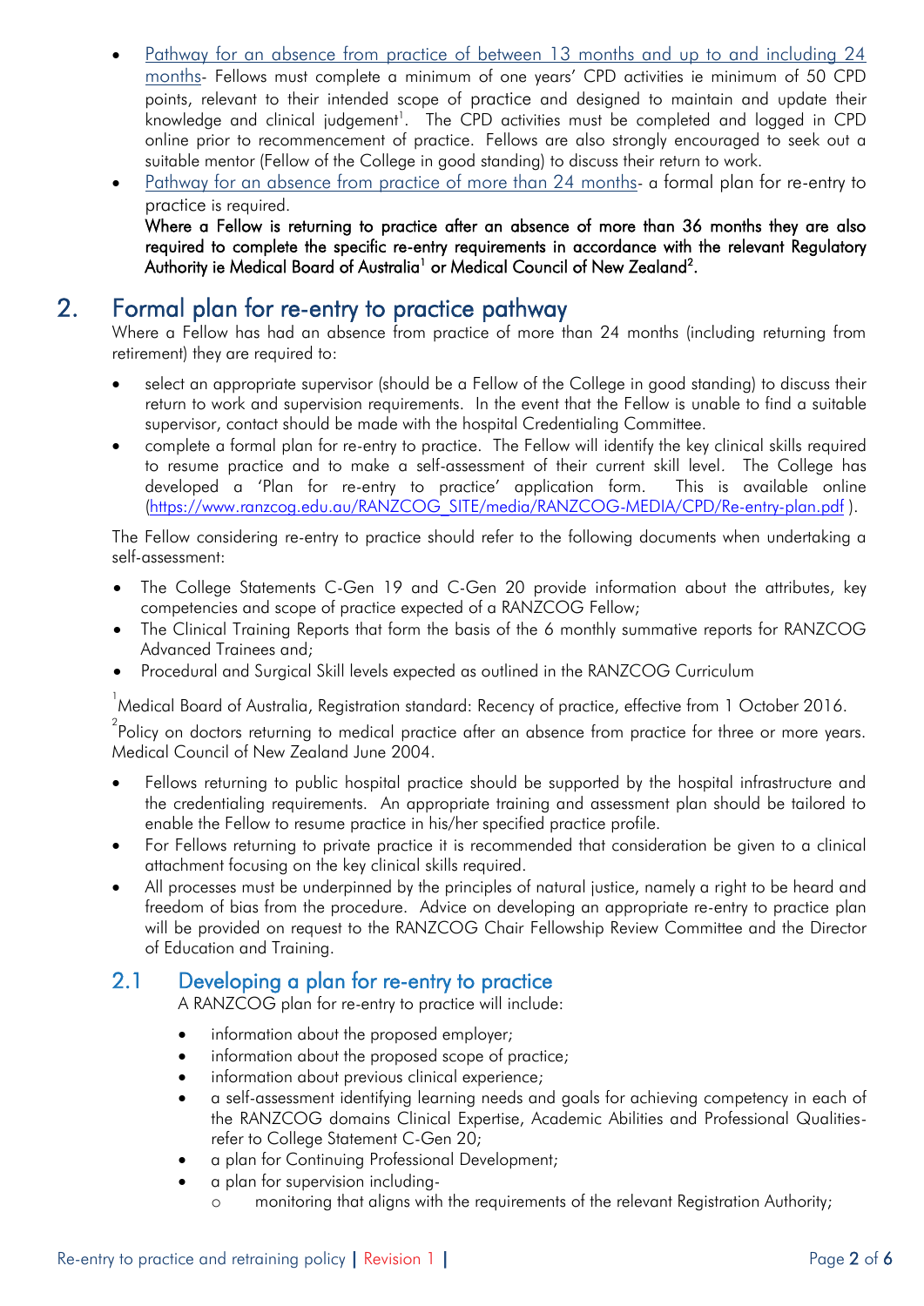- Pathway for an absence from practice of between 13 months and up to and including 24 months- Fellows must complete a minimum of one years' CPD activities ie minimum of 50 CPD points, relevant to their intended scope of practice and designed to maintain and update their knowledge and clinical judgement[1]. The CPD activities must be completed and logged in CPD online prior to recommencement of practice. Fellows are also strongly encouraged to seek out a suitable mentor (Fellow of the College in good standing) to discuss their return to work.
- Pathway for an absence from practice of more than 24 months- a formal plan for re-entry to practice is required.

  **Where a Fellow is returning to practice after an absence of more than 36 months they are also required to complete the specific re-entry requirements in accordance with the relevant Regulatory Authority ie Medical Board of Australia[1] or Medical Council of New Zealand[2].**

## 2. Formal plan for re-entry to practice pathway

Where a Fellow has had an absence from practice of more than 24 months (including returning from retirement) they are required to:

- select an appropriate supervisor (should be a Fellow of the College in good standing) to discuss their return to work and supervision requirements. In the event that the Fellow is unable to find a suitable supervisor, contact should be made with the hospital Credentialing Committee.
- complete a formal plan for re-entry to practice. The Fellow will identify the key clinical skills required to resume practice and to make a self-assessment of their current skill level. The College has developed a 'Plan for re-entry to practice' application form. This is available online (https://www.ranzcog.edu.au/RANZCOG_SITE/media/RANZCOG-MEDIA/CPD/Re-entry-plan.pdf ).

The Fellow considering re-entry to practice should refer to the following documents when undertaking a self-assessment:

- The College Statements C-Gen 19 and C-Gen 20 provide information about the attributes, key competencies and scope of practice expected of a RANZCOG Fellow;
- The Clinical Training Reports that form the basis of the 6 monthly summative reports for RANZCOG Advanced Trainees and;
- Procedural and Surgical Skill levels expected as outlined in the RANZCOG Curriculum

[1] Medical Board of Australia, Registration standard: Recency of practice, effective from 1 October 2016.

[2] Policy on doctors returning to medical practice after an absence from practice for three or more years. Medical Council of New Zealand June 2004.

- Fellows returning to public hospital practice should be supported by the hospital infrastructure and the credentialing requirements. An appropriate training and assessment plan should be tailored to enable the Fellow to resume practice in his/her specified practice profile.
- For Fellows returning to private practice it is recommended that consideration be given to a clinical attachment focusing on the key clinical skills required.
- All processes must be underpinned by the principles of natural justice, namely a right to be heard and freedom of bias from the procedure. Advice on developing an appropriate re-entry to practice plan will be provided on request to the RANZCOG Chair Fellowship Review Committee and the Director of Education and Training.

### 2.1 Developing a plan for re-entry to practice

A RANZCOG plan for re-entry to practice will include:

- information about the proposed employer;
- information about the proposed scope of practice;
- information about previous clinical experience;
- a self-assessment identifying learning needs and goals for achieving competency in each of the RANZCOG domains Clinical Expertise, Academic Abilities and Professional Qualities- refer to College Statement C-Gen 20;
- a plan for Continuing Professional Development;
- a plan for supervision including-
  - monitoring that aligns with the requirements of the relevant Registration Authority;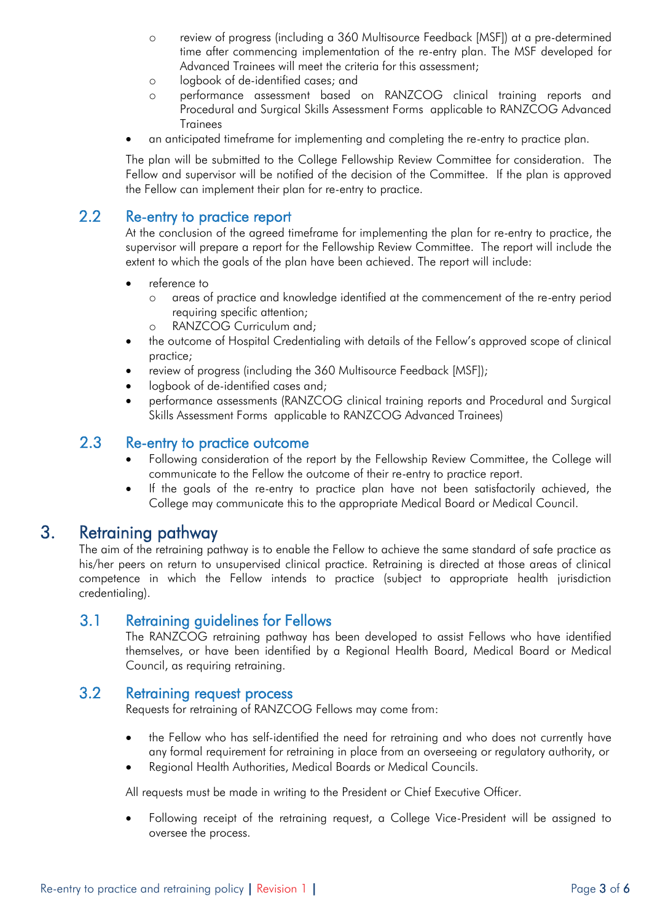- review of progress (including a 360 Multisource Feedback [MSF]) at a pre-determined time after commencing implementation of the re-entry plan. The MSF developed for Advanced Trainees will meet the criteria for this assessment;
    - logbook of de-identified cases; and
    - performance assessment based on RANZCOG clinical training reports and Procedural and Surgical Skills Assessment Forms applicable to RANZCOG Advanced Trainees
- an anticipated timeframe for implementing and completing the re-entry to practice plan.

The plan will be submitted to the College Fellowship Review Committee for consideration. The Fellow and supervisor will be notified of the decision of the Committee. If the plan is approved the Fellow can implement their plan for re-entry to practice.

## 2.2 Re-entry to practice report

At the conclusion of the agreed timeframe for implementing the plan for re-entry to practice, the supervisor will prepare a report for the Fellowship Review Committee. The report will include the extent to which the goals of the plan have been achieved. The report will include:

- reference to
    - areas of practice and knowledge identified at the commencement of the re-entry period requiring specific attention;
    - RANZCOG Curriculum and;
- the outcome of Hospital Credentialing with details of the Fellow's approved scope of clinical practice;
- review of progress (including the 360 Multisource Feedback [MSF]);
- logbook of de-identified cases and;
- performance assessments (RANZCOG clinical training reports and Procedural and Surgical Skills Assessment Forms applicable to RANZCOG Advanced Trainees)

## 2.3 Re-entry to practice outcome

- Following consideration of the report by the Fellowship Review Committee, the College will communicate to the Fellow the outcome of their re-entry to practice report.
- If the goals of the re-entry to practice plan have not been satisfactorily achieved, the College may communicate this to the appropriate Medical Board or Medical Council.

# 3. Retraining pathway

The aim of the retraining pathway is to enable the Fellow to achieve the same standard of safe practice as his/her peers on return to unsupervised clinical practice. Retraining is directed at those areas of clinical competence in which the Fellow intends to practice (subject to appropriate health jurisdiction credentialing).

## 3.1 Retraining guidelines for Fellows

The RANZCOG retraining pathway has been developed to assist Fellows who have identified themselves, or have been identified by a Regional Health Board, Medical Board or Medical Council, as requiring retraining.

## 3.2 Retraining request process

Requests for retraining of RANZCOG Fellows may come from:

- the Fellow who has self-identified the need for retraining and who does not currently have any formal requirement for retraining in place from an overseeing or regulatory authority, or
- Regional Health Authorities, Medical Boards or Medical Councils.

All requests must be made in writing to the President or Chief Executive Officer.

- Following receipt of the retraining request, a College Vice-President will be assigned to oversee the process.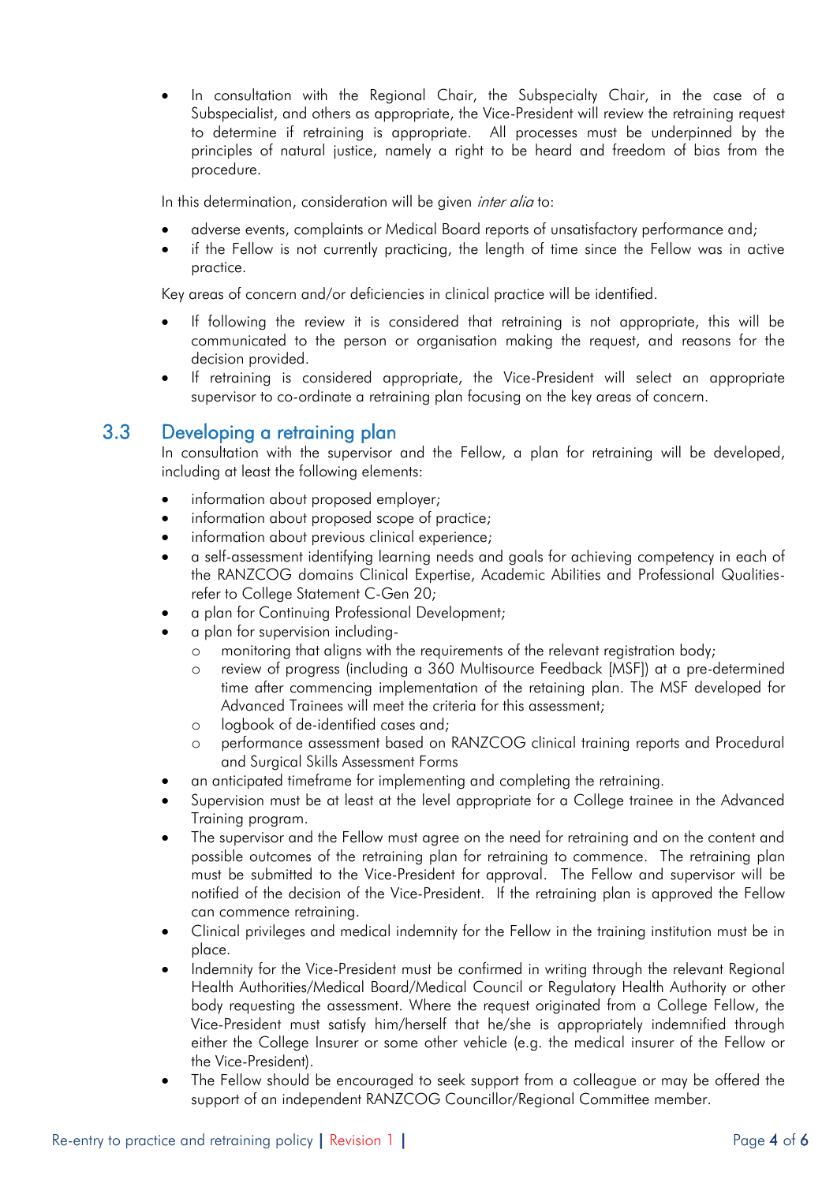- In consultation with the Regional Chair, the Subspecialty Chair, in the case of a Subspecialist, and others as appropriate, the Vice-President will review the retraining request to determine if retraining is appropriate. All processes must be underpinned by the principles of natural justice, namely a right to be heard and freedom of bias from the procedure.

In this determination, consideration will be given *inter alia* to:

- adverse events, complaints or Medical Board reports of unsatisfactory performance and;
- if the Fellow is not currently practicing, the length of time since the Fellow was in active practice.

Key areas of concern and/or deficiencies in clinical practice will be identified.

- If following the review it is considered that retraining is not appropriate, this will be communicated to the person or organisation making the request, and reasons for the decision provided.
- If retraining is considered appropriate, the Vice-President will select an appropriate supervisor to co-ordinate a retraining plan focusing on the key areas of concern.

## 3.3 Developing a retraining plan

In consultation with the supervisor and the Fellow, a plan for retraining will be developed, including at least the following elements:

- information about proposed employer;
- information about proposed scope of practice;
- information about previous clinical experience;
- a self-assessment identifying learning needs and goals for achieving competency in each of the RANZCOG domains Clinical Expertise, Academic Abilities and Professional Qualities- refer to College Statement C-Gen 20;
- a plan for Continuing Professional Development;
- a plan for supervision including-
  - monitoring that aligns with the requirements of the relevant registration body;
  - review of progress (including a 360 Multisource Feedback [MSF]) at a pre-determined time after commencing implementation of the retaining plan. The MSF developed for Advanced Trainees will meet the criteria for this assessment;
  - logbook of de-identified cases and;
  - performance assessment based on RANZCOG clinical training reports and Procedural and Surgical Skills Assessment Forms
- an anticipated timeframe for implementing and completing the retraining.
- Supervision must be at least at the level appropriate for a College trainee in the Advanced Training program.
- The supervisor and the Fellow must agree on the need for retraining and on the content and possible outcomes of the retraining plan for retraining to commence. The retraining plan must be submitted to the Vice-President for approval. The Fellow and supervisor will be notified of the decision of the Vice-President. If the retraining plan is approved the Fellow can commence retraining.
- Clinical privileges and medical indemnity for the Fellow in the training institution must be in place.
- Indemnity for the Vice-President must be confirmed in writing through the relevant Regional Health Authorities/Medical Board/Medical Council or Regulatory Health Authority or other body requesting the assessment. Where the request originated from a College Fellow, the Vice-President must satisfy him/herself that he/she is appropriately indemnified through either the College Insurer or some other vehicle (e.g. the medical insurer of the Fellow or the Vice-President).
- The Fellow should be encouraged to seek support from a colleague or may be offered the support of an independent RANZCOG Councillor/Regional Committee member.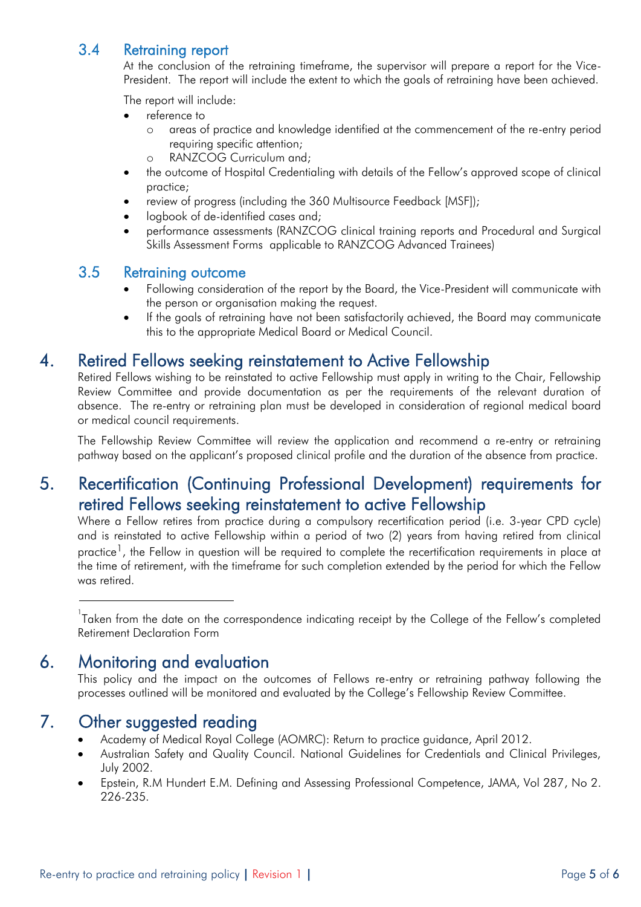### 3.4 Retraining report

At the conclusion of the retraining timeframe, the supervisor will prepare a report for the Vice-President. The report will include the extent to which the goals of retraining have been achieved.

The report will include:

- reference to
  - areas of practice and knowledge identified at the commencement of the re-entry period requiring specific attention;
  - RANZCOG Curriculum and;
- the outcome of Hospital Credentialing with details of the Fellow's approved scope of clinical practice;
- review of progress (including the 360 Multisource Feedback [MSF]);
- logbook of de-identified cases and;
- performance assessments (RANZCOG clinical training reports and Procedural and Surgical Skills Assessment Forms applicable to RANZCOG Advanced Trainees)

### 3.5 Retraining outcome

- Following consideration of the report by the Board, the Vice-President will communicate with the person or organisation making the request.
- If the goals of retraining have not been satisfactorily achieved, the Board may communicate this to the appropriate Medical Board or Medical Council.

## 4. Retired Fellows seeking reinstatement to Active Fellowship

Retired Fellows wishing to be reinstated to active Fellowship must apply in writing to the Chair, Fellowship Review Committee and provide documentation as per the requirements of the relevant duration of absence. The re-entry or retraining plan must be developed in consideration of regional medical board or medical council requirements.

The Fellowship Review Committee will review the application and recommend a re-entry or retraining pathway based on the applicant's proposed clinical profile and the duration of the absence from practice.

## 5. Recertification (Continuing Professional Development) requirements for retired Fellows seeking reinstatement to active Fellowship

Where a Fellow retires from practice during a compulsory recertification period (i.e. 3-year CPD cycle) and is reinstated to active Fellowship within a period of two (2) years from having retired from clinical practice[1], the Fellow in question will be required to complete the recertification requirements in place at the time of retirement, with the timeframe for such completion extended by the period for which the Fellow was retired.

[1] Taken from the date on the correspondence indicating receipt by the College of the Fellow's completed Retirement Declaration Form

## 6. Monitoring and evaluation

This policy and the impact on the outcomes of Fellows re-entry or retraining pathway following the processes outlined will be monitored and evaluated by the College's Fellowship Review Committee.

## 7. Other suggested reading

- Academy of Medical Royal College (AOMRC): Return to practice guidance, April 2012.
- Australian Safety and Quality Council. National Guidelines for Credentials and Clinical Privileges, July 2002.
- Epstein, R.M Hundert E.M. Defining and Assessing Professional Competence, JAMA, Vol 287, No 2. 226-235.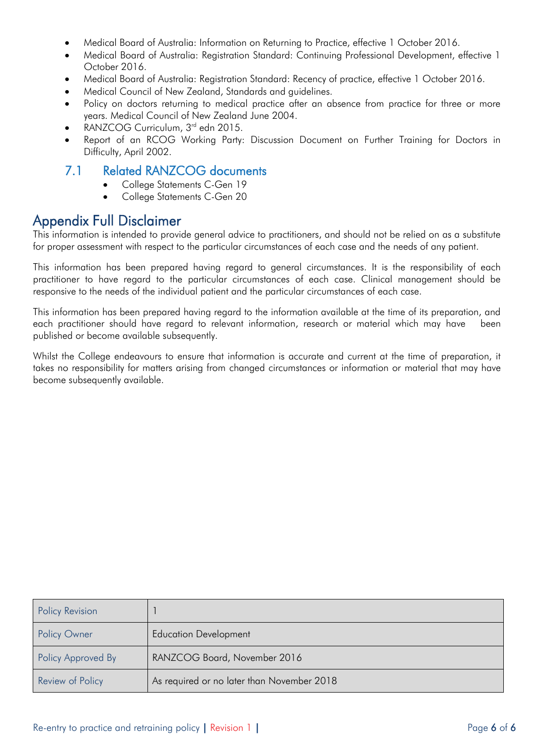- Medical Board of Australia: Information on Returning to Practice, effective 1 October 2016.
- Medical Board of Australia: Registration Standard: Continuing Professional Development, effective 1 October 2016.
- Medical Board of Australia: Registration Standard: Recency of practice, effective 1 October 2016.
- Medical Council of New Zealand, Standards and guidelines.
- Policy on doctors returning to medical practice after an absence from practice for three or more years. Medical Council of New Zealand June 2004.
- RANZCOG Curriculum, 3rd edn 2015.
- Report of an RCOG Working Party: Discussion Document on Further Training for Doctors in Difficulty, April 2002.

## 7.1 Related RANZCOG documents

- College Statements C-Gen 19
- College Statements C-Gen 20

# Appendix Full Disclaimer

This information is intended to provide general advice to practitioners, and should not be relied on as a substitute for proper assessment with respect to the particular circumstances of each case and the needs of any patient.

This information has been prepared having regard to general circumstances. It is the responsibility of each practitioner to have regard to the particular circumstances of each case. Clinical management should be responsive to the needs of the individual patient and the particular circumstances of each case.

This information has been prepared having regard to the information available at the time of its preparation, and each practitioner should have regard to relevant information, research or material which may have been published or become available subsequently.

Whilst the College endeavours to ensure that information is accurate and current at the time of preparation, it takes no responsibility for matters arising from changed circumstances or information or material that may have become subsequently available.

| | |
|---|---|
| Policy Revision | 1 |
| Policy Owner | Education Development |
| Policy Approved By | RANZCOG Board, November 2016 |
| Review of Policy | As required or no later than November 2018 |